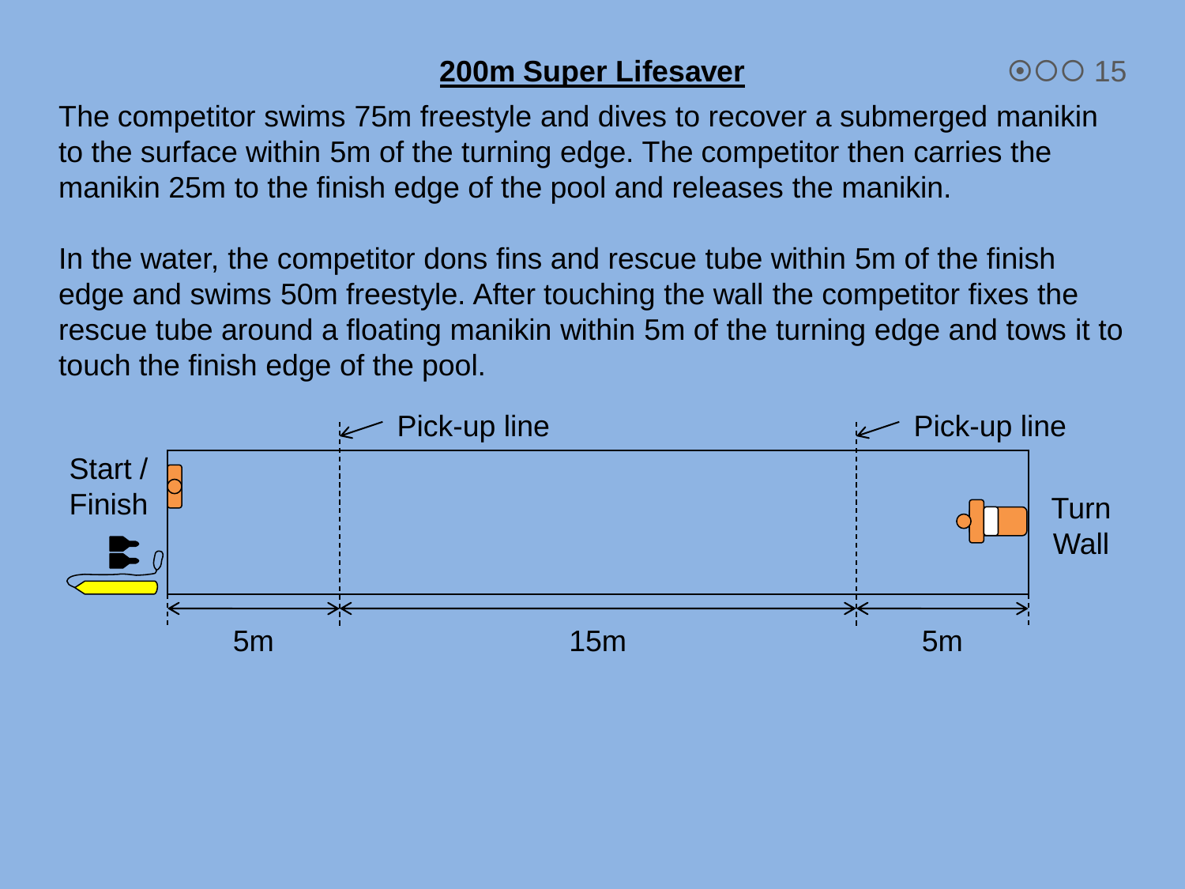# 200m Super Lifesaver

The competitor swims 75m freestyle and dives to recover a submerged manikin to the surface within 5m of the turning edge. The competitor then carries the manikin 25m to the finish edge of the pool and releases the manikin.

In the water, the competitor dons fins and rescue tube within 5m of the finish edge and swims 50m freestyle. After touching the wall the competitor fixes the rescue tube around a floating manikin within 5m of the turning edge and tows it to touch the finish edge of the pool.

Pick-up line

Pick-up line

Start / Finish

Turn Wall

5m

15m

5m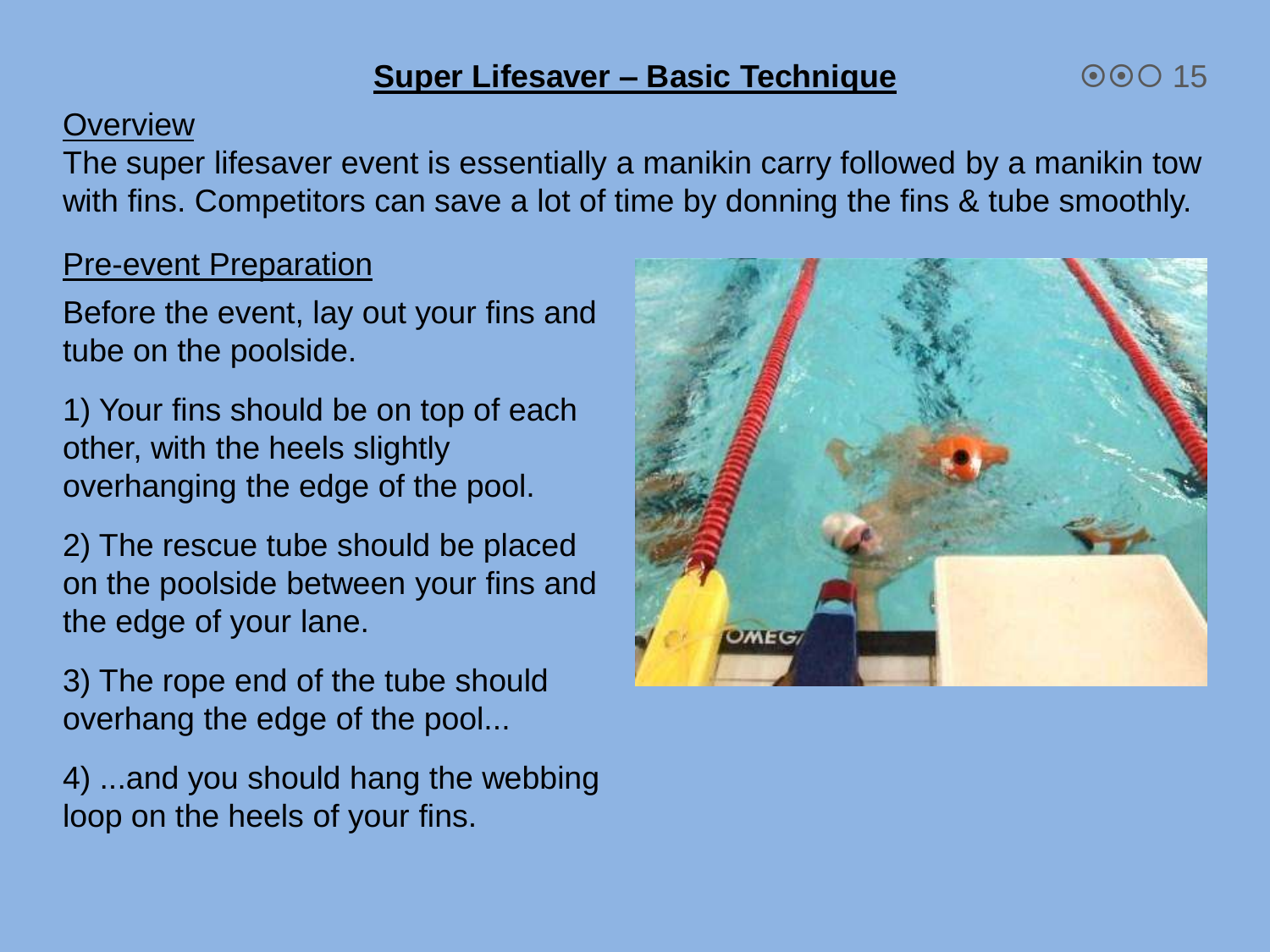# Super Lifesaver – Basic Technique

## Overview

The super lifesaver event is essentially a manikin carry followed by a manikin tow with fins. Competitors can save a lot of time by donning the fins & tube smoothly.

## Pre-event Preparation

Before the event, lay out your fins and tube on the poolside.

1) Your fins should be on top of each other, with the heels slightly overhanging the edge of the pool.

2) The rescue tube should be placed on the poolside between your fins and the edge of your lane.

3) The rope end of the tube should overhang the edge of the pool...

4) ...and you should hang the webbing loop on the heels of your fins.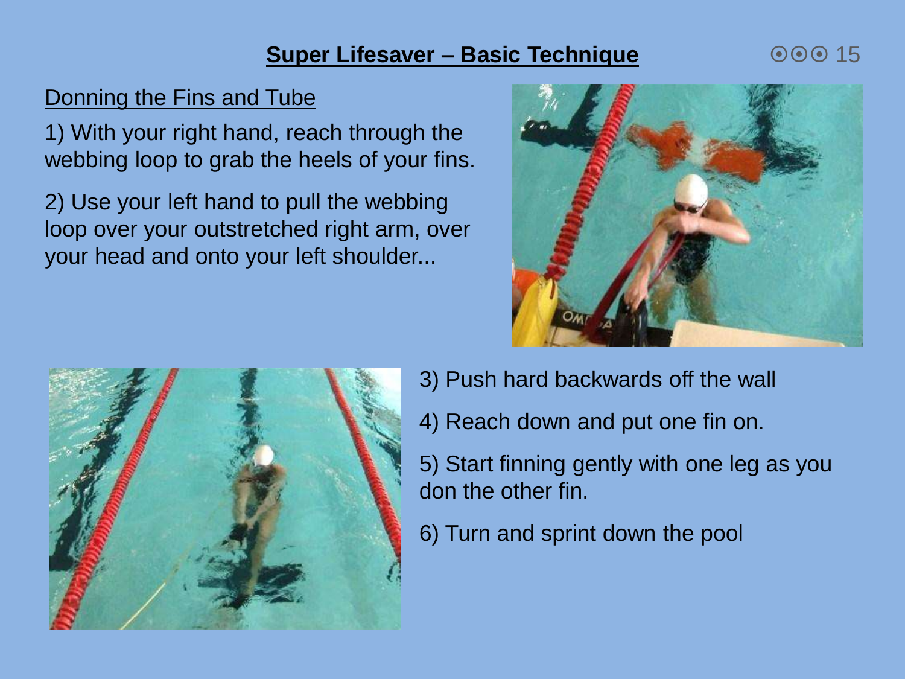# Super Lifesaver – Basic Technique

## Donning the Fins and Tube

1) With your right hand, reach through the webbing loop to grab the heels of your fins.

2) Use your left hand to pull the webbing loop over your outstretched right arm, over your head and onto your left shoulder...

3) Push hard backwards off the wall

4) Reach down and put one fin on.

5) Start finning gently with one leg as you don the other fin.

6) Turn and sprint down the pool